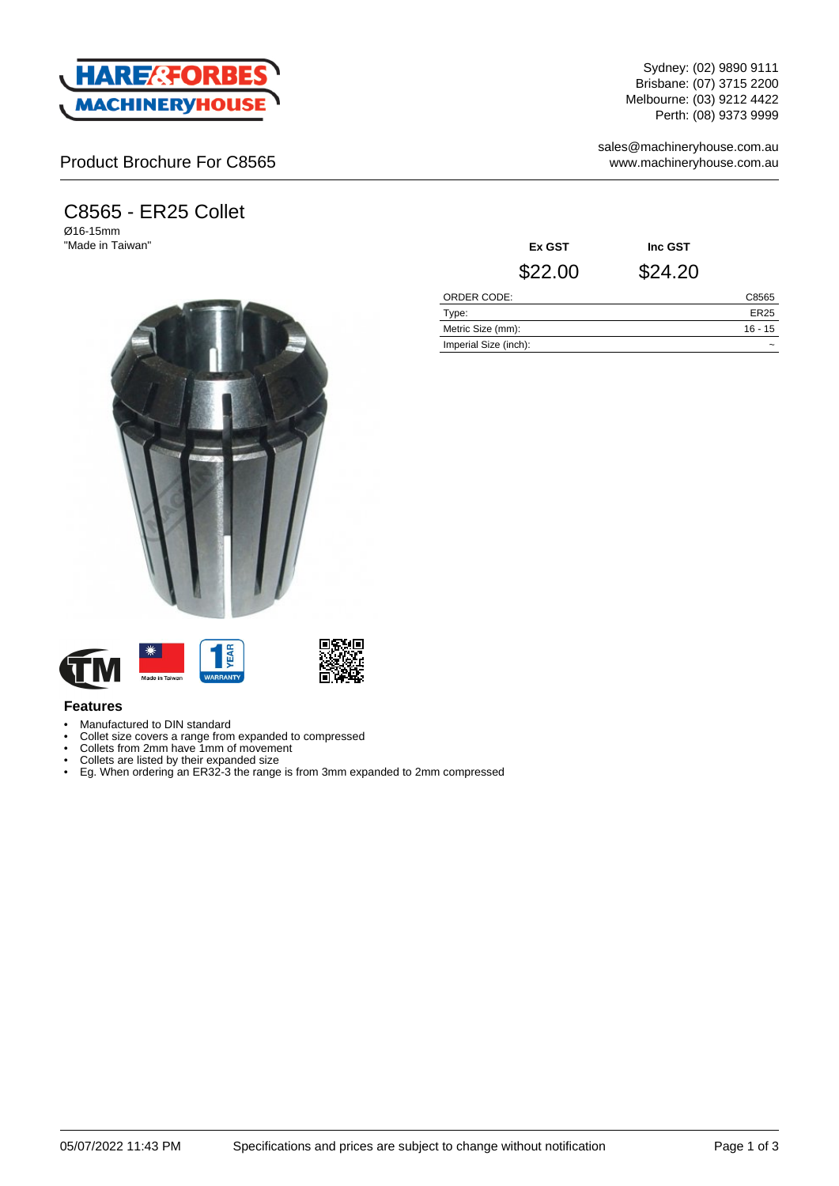Sydney: (02) 9890 9111
Brisbane: (07) 3715 2200
Melbourne: (03) 9212 4422
Perth: (08) 9373 9999

sales@machineryhouse.com.au
www.machineryhouse.com.au

Product Brochure For C8565

# C8565 - ER25 Collet

Ø16-15mm
"Made in Taiwan"

| Ex GST | Inc GST |
|---|---|
| $22.00 | $24.20 |

| | |
|---|---|
| ORDER CODE: | C8565 |
| Type: | ER25 |
| Metric Size (mm): | 16 - 15 |
| Imperial Size (inch): | ~ |

### Features

- Manufactured to DIN standard
- Collet size covers a range from expanded to compressed
- Collets from 2mm have 1mm of movement
- Collets are listed by their expanded size
- Eg. When ordering an ER32-3 the range is from 3mm expanded to 2mm compressed

05/07/2022 11:43 PM Specifications and prices are subject to change without notification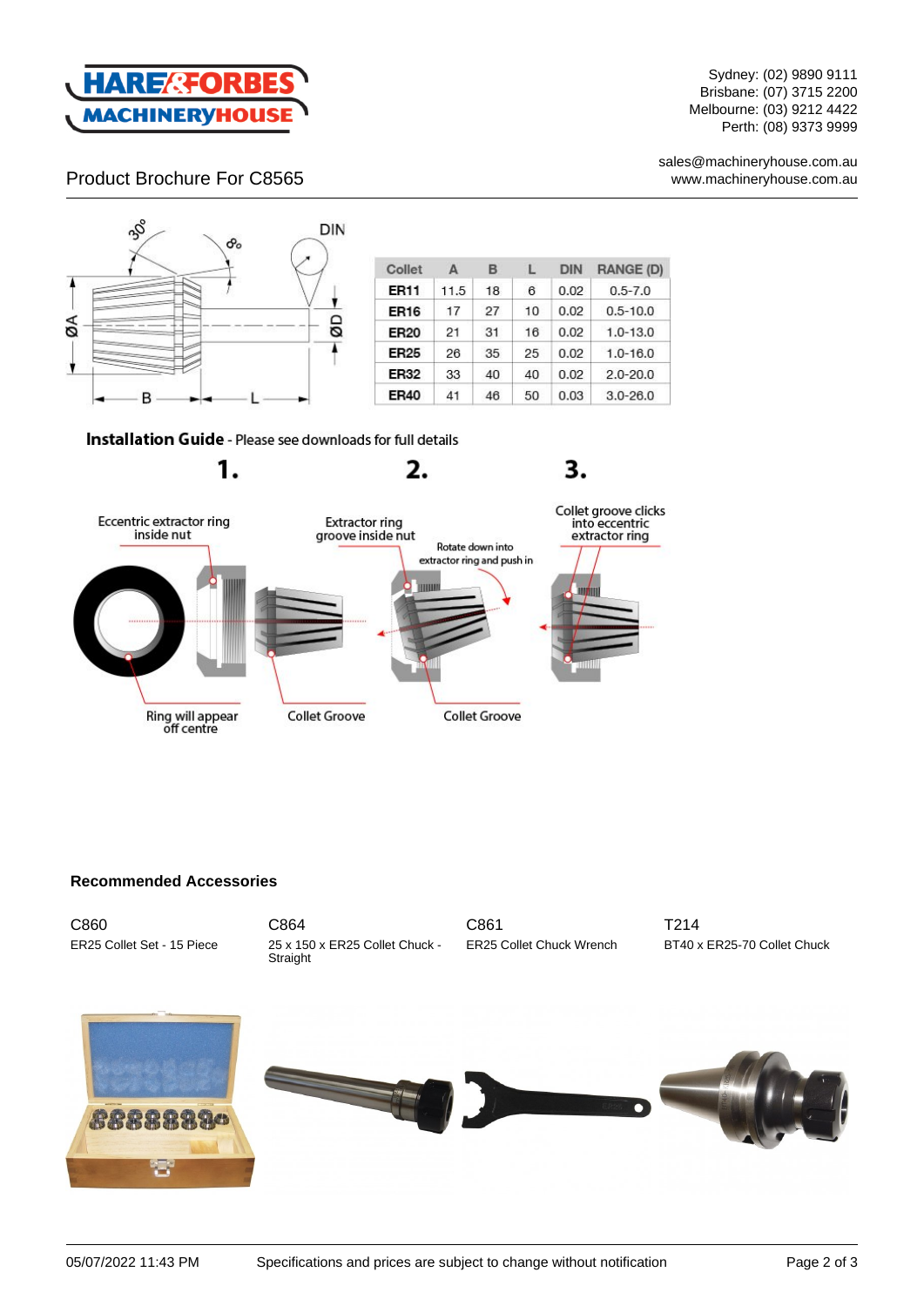Product Brochure For C8565

| Collet | A | B | L | DIN | RANGE (D) |
|---|---|---|---|---|---|
| ER11 | 11.5 | 18 | 6 | 0.02 | 0.5-7.0 |
| ER16 | 17 | 27 | 10 | 0.02 | 0.5-10.0 |
| ER20 | 21 | 31 | 16 | 0.02 | 1.0-13.0 |
| ER25 | 26 | 35 | 25 | 0.02 | 1.0-16.0 |
| ER32 | 33 | 40 | 40 | 0.02 | 2.0-20.0 |
| ER40 | 41 | 46 | 50 | 0.03 | 3.0-26.0 |

**Installation Guide** - Please see downloads for full details

**1.** Eccentric extractor ring inside nut. Ring will appear off centre. Collet Groove.

**2.** Extractor ring groove inside nut. Rotate down into extractor ring and push in. Collet Groove.

**3.** Collet groove clicks into eccentric extractor ring.

### Recommended Accessories

**C860**
ER25 Collet Set - 15 Piece

**C864**
25 x 150 x ER25 Collet Chuck - Straight

**C861**
ER25 Collet Chuck Wrench

**T214**
BT40 x ER25-70 Collet Chuck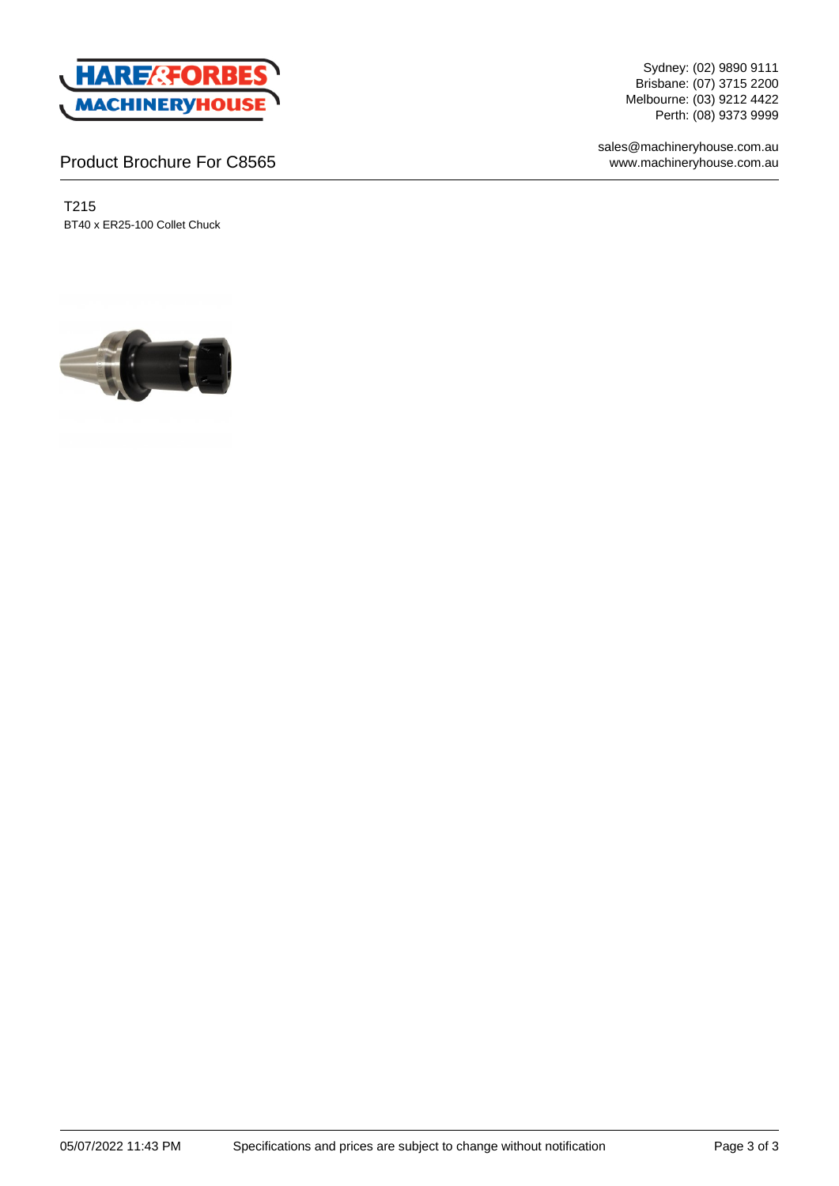Product Brochure For C8565

T215

BT40 x ER25-100 Collet Chuck